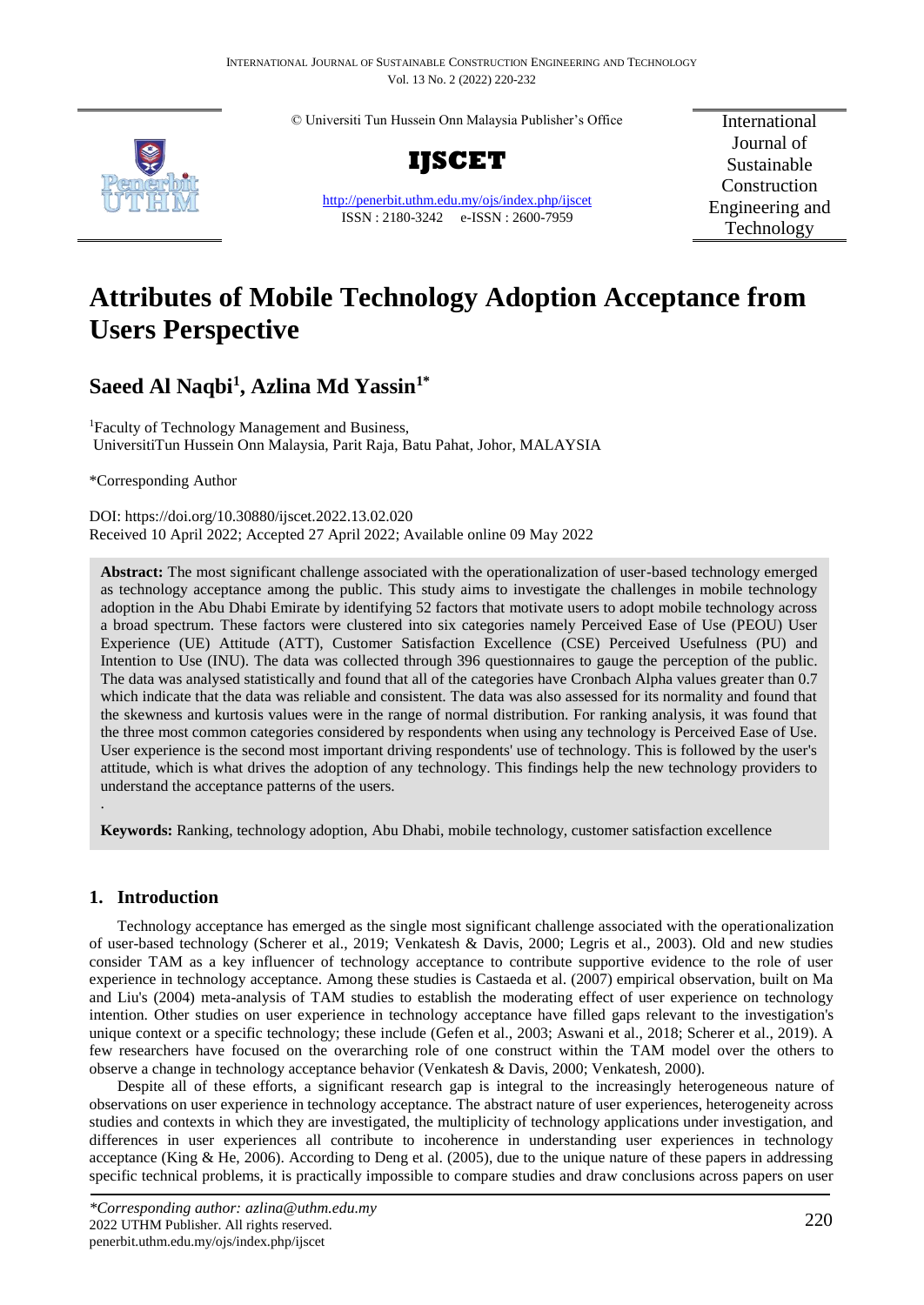© Universiti Tun Hussein Onn Malaysia Publisher's Office

**IJSCET**

http://penerbit.uthm.edu.my/ojs/index.php/ijscet

ISSN : 2180-3242 e-ISSN : 2600-7959

International Journal of Sustainable Construction Engineering and Technology

# Attributes of Mobile Technology Adoption Acceptance from Users Perspective

## Saeed Al Naqbi[1], Azlina Md Yassin[1*]

[1]Faculty of Technology Management and Business, UniversitiTun Hussein Onn Malaysia, Parit Raja, Batu Pahat, Johor, MALAYSIA

*Corresponding Author

DOI: https://doi.org/10.30880/ijscet.2022.13.02.020

Received 10 April 2022; Accepted 27 April 2022; Available online 09 May 2022

**Abstract:** The most significant challenge associated with the operationalization of user-based technology emerged as technology acceptance among the public. This study aims to investigate the challenges in mobile technology adoption in the Abu Dhabi Emirate by identifying 52 factors that motivate users to adopt mobile technology across a broad spectrum. These factors were clustered into six categories namely Perceived Ease of Use (PEOU) User Experience (UE) Attitude (ATT), Customer Satisfaction Excellence (CSE) Perceived Usefulness (PU) and Intention to Use (INU). The data was collected through 396 questionnaires to gauge the perception of the public. The data was analysed statistically and found that all of the categories have Cronbach Alpha values greater than 0.7 which indicate that the data was reliable and consistent. The data was also assessed for its normality and found that the skewness and kurtosis values were in the range of normal distribution. For ranking analysis, it was found that the three most common categories considered by respondents when using any technology is Perceived Ease of Use. User experience is the second most important driving respondents' use of technology. This is followed by the user's attitude, which is what drives the adoption of any technology. This findings help the new technology providers to understand the acceptance patterns of the users.

.

**Keywords:** Ranking, technology adoption, Abu Dhabi, mobile technology, customer satisfaction excellence

## 1. Introduction

Technology acceptance has emerged as the single most significant challenge associated with the operationalization of user-based technology (Scherer et al., 2019; Venkatesh & Davis, 2000; Legris et al., 2003). Old and new studies consider TAM as a key influencer of technology acceptance to contribute supportive evidence to the role of user experience in technology acceptance. Among these studies is Castaeda et al. (2007) empirical observation, built on Ma and Liu's (2004) meta-analysis of TAM studies to establish the moderating effect of user experience on technology intention. Other studies on user experience in technology acceptance have filled gaps relevant to the investigation's unique context or a specific technology; these include (Gefen et al., 2003; Aswani et al., 2018; Scherer et al., 2019). A few researchers have focused on the overarching role of one construct within the TAM model over the others to observe a change in technology acceptance behavior (Venkatesh & Davis, 2000; Venkatesh, 2000).

Despite all of these efforts, a significant research gap is integral to the increasingly heterogeneous nature of observations on user experience in technology acceptance. The abstract nature of user experiences, heterogeneity across studies and contexts in which they are investigated, the multiplicity of technology applications under investigation, and differences in user experiences all contribute to incoherence in understanding user experiences in technology acceptance (King & He, 2006). According to Deng et al. (2005), due to the unique nature of these papers in addressing specific technical problems, it is practically impossible to compare studies and draw conclusions across papers on user

*\*Corresponding author: azlina@uthm.edu.my*
2022 UTHM Publisher. All rights reserved.
penerbit.uthm.edu.my/ojs/index.php/ijscet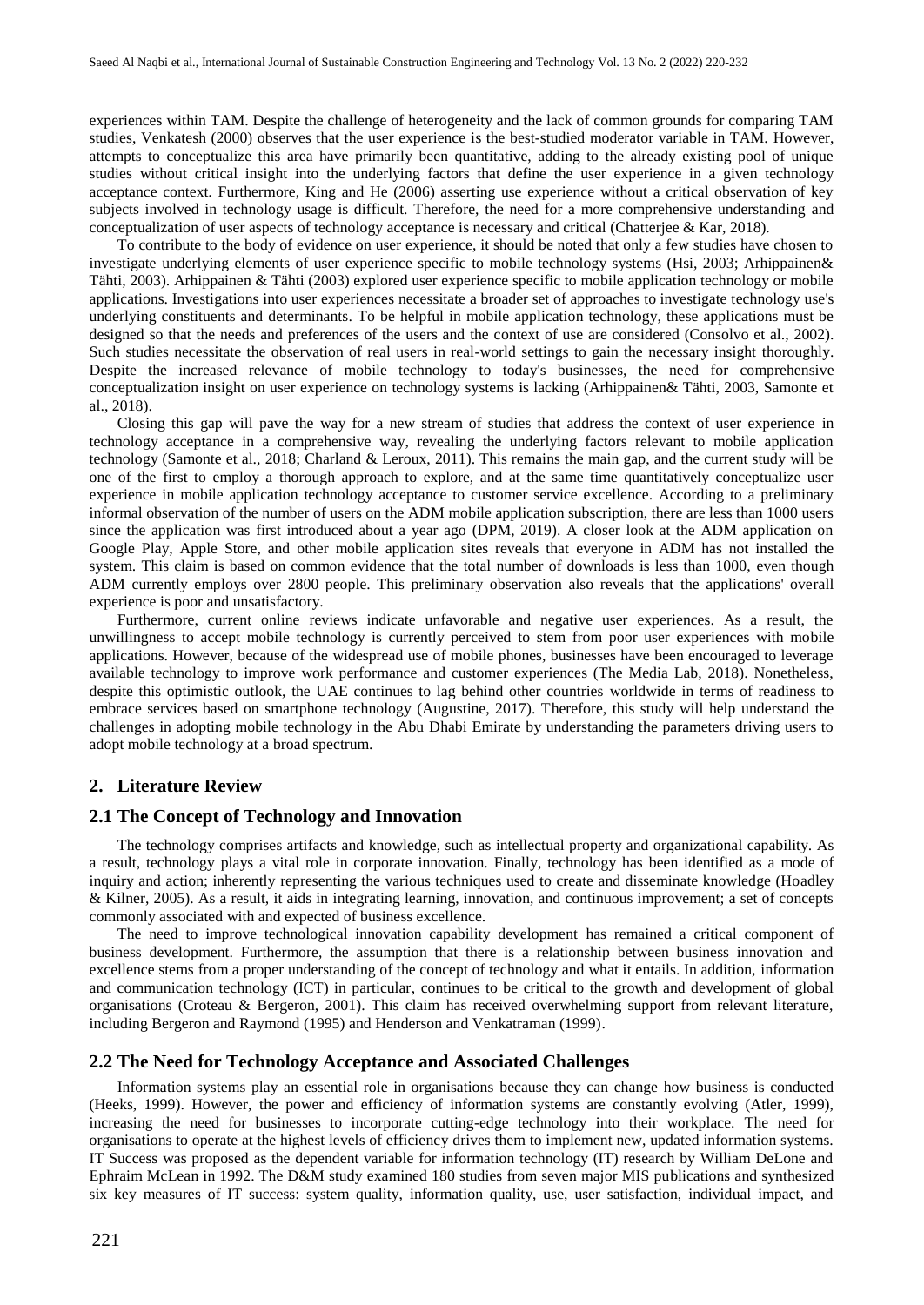experiences within TAM. Despite the challenge of heterogeneity and the lack of common grounds for comparing TAM studies, Venkatesh (2000) observes that the user experience is the best-studied moderator variable in TAM. However, attempts to conceptualize this area have primarily been quantitative, adding to the already existing pool of unique studies without critical insight into the underlying factors that define the user experience in a given technology acceptance context. Furthermore, King and He (2006) asserting use experience without a critical observation of key subjects involved in technology usage is difficult. Therefore, the need for a more comprehensive understanding and conceptualization of user aspects of technology acceptance is necessary and critical (Chatterjee & Kar, 2018).

To contribute to the body of evidence on user experience, it should be noted that only a few studies have chosen to investigate underlying elements of user experience specific to mobile technology systems (Hsi, 2003; Arhippainen& Tähti, 2003). Arhippainen & Tähti (2003) explored user experience specific to mobile application technology or mobile applications. Investigations into user experiences necessitate a broader set of approaches to investigate technology use's underlying constituents and determinants. To be helpful in mobile application technology, these applications must be designed so that the needs and preferences of the users and the context of use are considered (Consolvo et al., 2002). Such studies necessitate the observation of real users in real-world settings to gain the necessary insight thoroughly. Despite the increased relevance of mobile technology to today's businesses, the need for comprehensive conceptualization insight on user experience on technology systems is lacking (Arhippainen& Tähti, 2003, Samonte et al., 2018).

Closing this gap will pave the way for a new stream of studies that address the context of user experience in technology acceptance in a comprehensive way, revealing the underlying factors relevant to mobile application technology (Samonte et al., 2018; Charland & Leroux, 2011). This remains the main gap, and the current study will be one of the first to employ a thorough approach to explore, and at the same time quantitatively conceptualize user experience in mobile application technology acceptance to customer service excellence. According to a preliminary informal observation of the number of users on the ADM mobile application subscription, there are less than 1000 users since the application was first introduced about a year ago (DPM, 2019). A closer look at the ADM application on Google Play, Apple Store, and other mobile application sites reveals that everyone in ADM has not installed the system. This claim is based on common evidence that the total number of downloads is less than 1000, even though ADM currently employs over 2800 people. This preliminary observation also reveals that the applications' overall experience is poor and unsatisfactory.

Furthermore, current online reviews indicate unfavorable and negative user experiences. As a result, the unwillingness to accept mobile technology is currently perceived to stem from poor user experiences with mobile applications. However, because of the widespread use of mobile phones, businesses have been encouraged to leverage available technology to improve work performance and customer experiences (The Media Lab, 2018). Nonetheless, despite this optimistic outlook, the UAE continues to lag behind other countries worldwide in terms of readiness to embrace services based on smartphone technology (Augustine, 2017). Therefore, this study will help understand the challenges in adopting mobile technology in the Abu Dhabi Emirate by understanding the parameters driving users to adopt mobile technology at a broad spectrum.

## 2. Literature Review

### 2.1 The Concept of Technology and Innovation

The technology comprises artifacts and knowledge, such as intellectual property and organizational capability. As a result, technology plays a vital role in corporate innovation. Finally, technology has been identified as a mode of inquiry and action; inherently representing the various techniques used to create and disseminate knowledge (Hoadley & Kilner, 2005). As a result, it aids in integrating learning, innovation, and continuous improvement; a set of concepts commonly associated with and expected of business excellence.

The need to improve technological innovation capability development has remained a critical component of business development. Furthermore, the assumption that there is a relationship between business innovation and excellence stems from a proper understanding of the concept of technology and what it entails. In addition, information and communication technology (ICT) in particular, continues to be critical to the growth and development of global organisations (Croteau & Bergeron, 2001). This claim has received overwhelming support from relevant literature, including Bergeron and Raymond (1995) and Henderson and Venkatraman (1999).

### 2.2 The Need for Technology Acceptance and Associated Challenges

Information systems play an essential role in organisations because they can change how business is conducted (Heeks, 1999). However, the power and efficiency of information systems are constantly evolving (Atler, 1999), increasing the need for businesses to incorporate cutting-edge technology into their workplace. The need for organisations to operate at the highest levels of efficiency drives them to implement new, updated information systems. IT Success was proposed as the dependent variable for information technology (IT) research by William DeLone and Ephraim McLean in 1992. The D&M study examined 180 studies from seven major MIS publications and synthesized six key measures of IT success: system quality, information quality, use, user satisfaction, individual impact, and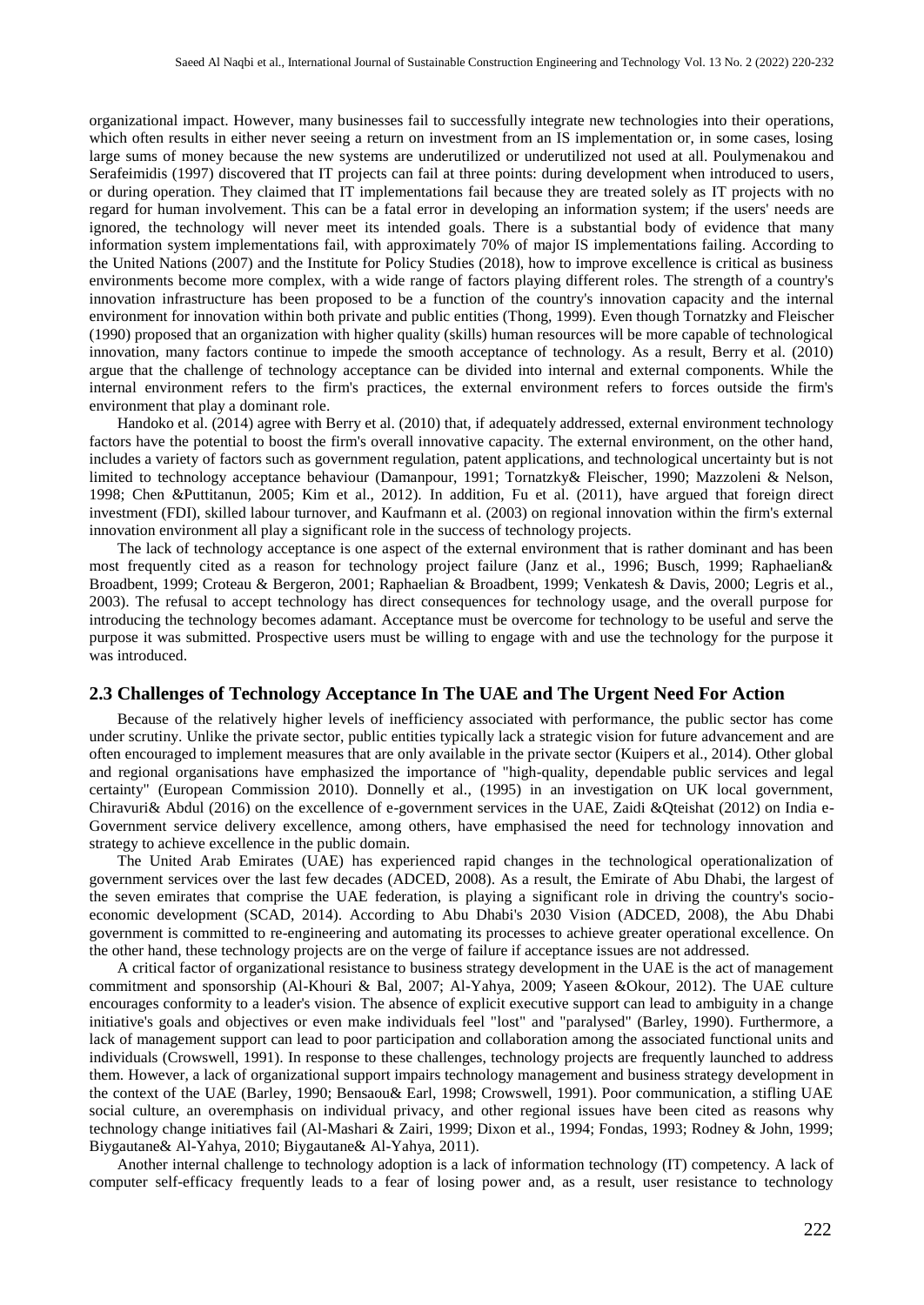organizational impact. However, many businesses fail to successfully integrate new technologies into their operations, which often results in either never seeing a return on investment from an IS implementation or, in some cases, losing large sums of money because the new systems are underutilized or underutilized not used at all. Poulymenakou and Serafeimidis (1997) discovered that IT projects can fail at three points: during development when introduced to users, or during operation. They claimed that IT implementations fail because they are treated solely as IT projects with no regard for human involvement. This can be a fatal error in developing an information system; if the users' needs are ignored, the technology will never meet its intended goals. There is a substantial body of evidence that many information system implementations fail, with approximately 70% of major IS implementations failing. According to the United Nations (2007) and the Institute for Policy Studies (2018), how to improve excellence is critical as business environments become more complex, with a wide range of factors playing different roles. The strength of a country's innovation infrastructure has been proposed to be a function of the country's innovation capacity and the internal environment for innovation within both private and public entities (Thong, 1999). Even though Tornatzky and Fleischer (1990) proposed that an organization with higher quality (skills) human resources will be more capable of technological innovation, many factors continue to impede the smooth acceptance of technology. As a result, Berry et al. (2010) argue that the challenge of technology acceptance can be divided into internal and external components. While the internal environment refers to the firm's practices, the external environment refers to forces outside the firm's environment that play a dominant role.

Handoko et al. (2014) agree with Berry et al. (2010) that, if adequately addressed, external environment technology factors have the potential to boost the firm's overall innovative capacity. The external environment, on the other hand, includes a variety of factors such as government regulation, patent applications, and technological uncertainty but is not limited to technology acceptance behaviour (Damanpour, 1991; Tornatzky& Fleischer, 1990; Mazzoleni & Nelson, 1998; Chen &Puttitanun, 2005; Kim et al., 2012). In addition, Fu et al. (2011), have argued that foreign direct investment (FDI), skilled labour turnover, and Kaufmann et al. (2003) on regional innovation within the firm's external innovation environment all play a significant role in the success of technology projects.

The lack of technology acceptance is one aspect of the external environment that is rather dominant and has been most frequently cited as a reason for technology project failure (Janz et al., 1996; Busch, 1999; Raphaelian& Broadbent, 1999; Croteau & Bergeron, 2001; Raphaelian & Broadbent, 1999; Venkatesh & Davis, 2000; Legris et al., 2003). The refusal to accept technology has direct consequences for technology usage, and the overall purpose for introducing the technology becomes adamant. Acceptance must be overcome for technology to be useful and serve the purpose it was submitted. Prospective users must be willing to engage with and use the technology for the purpose it was introduced.

## 2.3 Challenges of Technology Acceptance In The UAE and The Urgent Need For Action

Because of the relatively higher levels of inefficiency associated with performance, the public sector has come under scrutiny. Unlike the private sector, public entities typically lack a strategic vision for future advancement and are often encouraged to implement measures that are only available in the private sector (Kuipers et al., 2014). Other global and regional organisations have emphasized the importance of "high-quality, dependable public services and legal certainty" (European Commission 2010). Donnelly et al., (1995) in an investigation on UK local government, Chiravuri& Abdul (2016) on the excellence of e-government services in the UAE, Zaidi &Qteishat (2012) on India e-Government service delivery excellence, among others, have emphasised the need for technology innovation and strategy to achieve excellence in the public domain.

The United Arab Emirates (UAE) has experienced rapid changes in the technological operationalization of government services over the last few decades (ADCED, 2008). As a result, the Emirate of Abu Dhabi, the largest of the seven emirates that comprise the UAE federation, is playing a significant role in driving the country's socio-economic development (SCAD, 2014). According to Abu Dhabi's 2030 Vision (ADCED, 2008), the Abu Dhabi government is committed to re-engineering and automating its processes to achieve greater operational excellence. On the other hand, these technology projects are on the verge of failure if acceptance issues are not addressed.

A critical factor of organizational resistance to business strategy development in the UAE is the act of management commitment and sponsorship (Al-Khouri & Bal, 2007; Al-Yahya, 2009; Yaseen &Okour, 2012). The UAE culture encourages conformity to a leader's vision. The absence of explicit executive support can lead to ambiguity in a change initiative's goals and objectives or even make individuals feel "lost" and "paralysed" (Barley, 1990). Furthermore, a lack of management support can lead to poor participation and collaboration among the associated functional units and individuals (Crowswell, 1991). In response to these challenges, technology projects are frequently launched to address them. However, a lack of organizational support impairs technology management and business strategy development in the context of the UAE (Barley, 1990; Bensaou& Earl, 1998; Crowswell, 1991). Poor communication, a stifling UAE social culture, an overemphasis on individual privacy, and other regional issues have been cited as reasons why technology change initiatives fail (Al-Mashari & Zairi, 1999; Dixon et al., 1994; Fondas, 1993; Rodney & John, 1999; Biygautane& Al-Yahya, 2010; Biygautane& Al-Yahya, 2011).

Another internal challenge to technology adoption is a lack of information technology (IT) competency. A lack of computer self-efficacy frequently leads to a fear of losing power and, as a result, user resistance to technology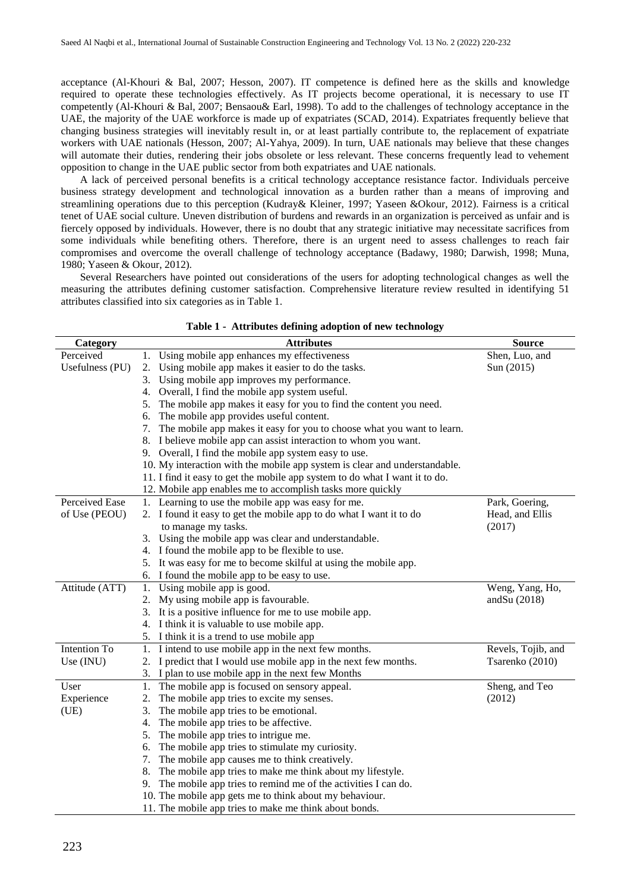acceptance (Al-Khouri & Bal, 2007; Hesson, 2007). IT competence is defined here as the skills and knowledge required to operate these technologies effectively. As IT projects become operational, it is necessary to use IT competently (Al-Khouri & Bal, 2007; Bensaou& Earl, 1998). To add to the challenges of technology acceptance in the UAE, the majority of the UAE workforce is made up of expatriates (SCAD, 2014). Expatriates frequently believe that changing business strategies will inevitably result in, or at least partially contribute to, the replacement of expatriate workers with UAE nationals (Hesson, 2007; Al-Yahya, 2009). In turn, UAE nationals may believe that these changes will automate their duties, rendering their jobs obsolete or less relevant. These concerns frequently lead to vehement opposition to change in the UAE public sector from both expatriates and UAE nationals.

A lack of perceived personal benefits is a critical technology acceptance resistance factor. Individuals perceive business strategy development and technological innovation as a burden rather than a means of improving and streamlining operations due to this perception (Kudray& Kleiner, 1997; Yaseen &Okour, 2012). Fairness is a critical tenet of UAE social culture. Uneven distribution of burdens and rewards in an organization is perceived as unfair and is fiercely opposed by individuals. However, there is no doubt that any strategic initiative may necessitate sacrifices from some individuals while benefiting others. Therefore, there is an urgent need to assess challenges to reach fair compromises and overcome the overall challenge of technology acceptance (Badawy, 1980; Darwish, 1998; Muna, 1980; Yaseen & Okour, 2012).

Several Researchers have pointed out considerations of the users for adopting technological changes as well the measuring the attributes defining customer satisfaction. Comprehensive literature review resulted in identifying 51 attributes classified into six categories as in Table 1.

**Table 1 - Attributes defining adoption of new technology**

| Category | Attributes | Source |
|---|---|---|
| Perceived Usefulness (PU) | 1. Using mobile app enhances my effectiveness<br>2. Using mobile app makes it easier to do the tasks.<br>3. Using mobile app improves my performance.<br>4. Overall, I find the mobile app system useful.<br>5. The mobile app makes it easy for you to find the content you need.<br>6. The mobile app provides useful content.<br>7. The mobile app makes it easy for you to choose what you want to learn.<br>8. I believe mobile app can assist interaction to whom you want.<br>9. Overall, I find the mobile app system easy to use.<br>10. My interaction with the mobile app system is clear and understandable.<br>11. I find it easy to get the mobile app system to do what I want it to do.<br>12. Mobile app enables me to accomplish tasks more quickly | Shen, Luo, and Sun (2015) |
| Perceived Ease of Use (PEOU) | 1. Learning to use the mobile app was easy for me.<br>2. I found it easy to get the mobile app to do what I want it to do to manage my tasks.<br>3. Using the mobile app was clear and understandable.<br>4. I found the mobile app to be flexible to use.<br>5. It was easy for me to become skilful at using the mobile app.<br>6. I found the mobile app to be easy to use. | Park, Goering, Head, and Ellis (2017) |
| Attitude (ATT) | 1. Using mobile app is good.<br>2. My using mobile app is favourable.<br>3. It is a positive influence for me to use mobile app.<br>4. I think it is valuable to use mobile app.<br>5. I think it is a trend to use mobile app | Weng, Yang, Ho, andSu (2018) |
| Intention To Use (INU) | 1. I intend to use mobile app in the next few months.<br>2. I predict that I would use mobile app in the next few months.<br>3. I plan to use mobile app in the next few Months | Revels, Tojib, and Tsarenko (2010) |
| User Experience (UE) | 1. The mobile app is focused on sensory appeal.<br>2. The mobile app tries to excite my senses.<br>3. The mobile app tries to be emotional.<br>4. The mobile app tries to be affective.<br>5. The mobile app tries to intrigue me.<br>6. The mobile app tries to stimulate my curiosity.<br>7. The mobile app causes me to think creatively.<br>8. The mobile app tries to make me think about my lifestyle.<br>9. The mobile app tries to remind me of the activities I can do.<br>10. The mobile app gets me to think about my behaviour.<br>11. The mobile app tries to make me think about bonds. | Sheng, and Teo (2012) |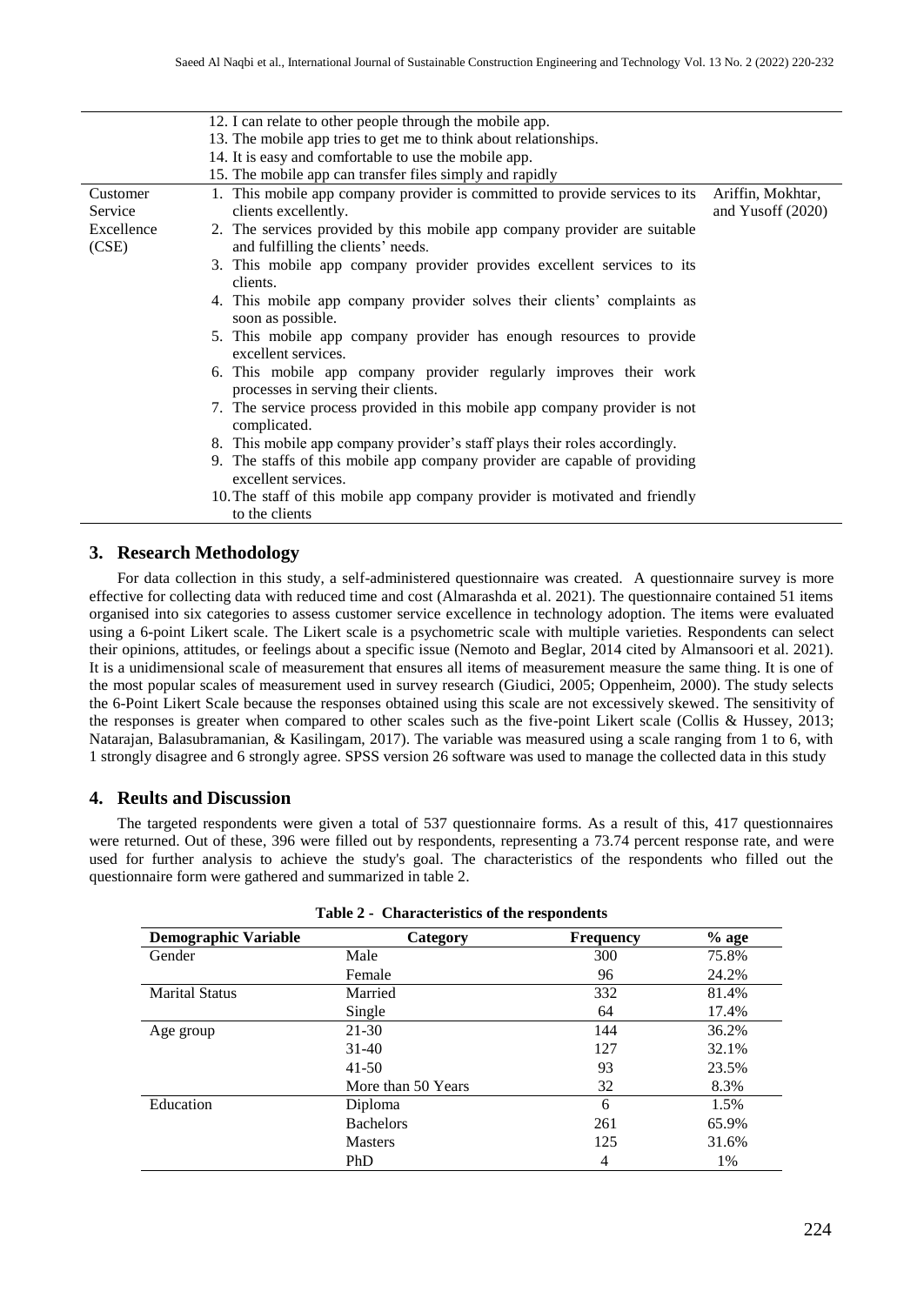| | | |
|---|---|---|
| | 12. I can relate to other people through the mobile app.<br>13. The mobile app tries to get me to think about relationships.<br>14. It is easy and comfortable to use the mobile app.<br>15. The mobile app can transfer files simply and rapidly | |
| Customer Service Excellence (CSE) | 1. This mobile app company provider is committed to provide services to its clients excellently.<br>2. The services provided by this mobile app company provider are suitable and fulfilling the clients' needs.<br>3. This mobile app company provider provides excellent services to its clients.<br>4. This mobile app company provider solves their clients' complaints as soon as possible.<br>5. This mobile app company provider has enough resources to provide excellent services.<br>6. This mobile app company provider regularly improves their work processes in serving their clients.<br>7. The service process provided in this mobile app company provider is not complicated.<br>8. This mobile app company provider's staff plays their roles accordingly.<br>9. The staffs of this mobile app company provider are capable of providing excellent services.<br>10. The staff of this mobile app company provider is motivated and friendly to the clients | Ariffin, Mokhtar, and Yusoff (2020) |

## 3. Research Methodology

For data collection in this study, a self-administered questionnaire was created. A questionnaire survey is more effective for collecting data with reduced time and cost (Almarashda et al. 2021). The questionnaire contained 51 items organised into six categories to assess customer service excellence in technology adoption. The items were evaluated using a 6-point Likert scale. The Likert scale is a psychometric scale with multiple varieties. Respondents can select their opinions, attitudes, or feelings about a specific issue (Nemoto and Beglar, 2014 cited by Almansoori et al. 2021). It is a unidimensional scale of measurement that ensures all items of measurement measure the same thing. It is one of the most popular scales of measurement used in survey research (Giudici, 2005; Oppenheim, 2000). The study selects the 6-Point Likert Scale because the responses obtained using this scale are not excessively skewed. The sensitivity of the responses is greater when compared to other scales such as the five-point Likert scale (Collis & Hussey, 2013; Natarajan, Balasubramanian, & Kasilingam, 2017). The variable was measured using a scale ranging from 1 to 6, with 1 strongly disagree and 6 strongly agree. SPSS version 26 software was used to manage the collected data in this study

## 4. Reults and Discussion

The targeted respondents were given a total of 537 questionnaire forms. As a result of this, 417 questionnaires were returned. Out of these, 396 were filled out by respondents, representing a 73.74 percent response rate, and were used for further analysis to achieve the study's goal. The characteristics of the respondents who filled out the questionnaire form were gathered and summarized in table 2.

**Table 2 - Characteristics of the respondents**

| Demographic Variable | Category | Frequency | % age |
|---|---|---|---|
| Gender | Male | 300 | 75.8% |
| | Female | 96 | 24.2% |
| Marital Status | Married | 332 | 81.4% |
| | Single | 64 | 17.4% |
| Age group | 21-30 | 144 | 36.2% |
| | 31-40 | 127 | 32.1% |
| | 41-50 | 93 | 23.5% |
| | More than 50 Years | 32 | 8.3% |
| Education | Diploma | 6 | 1.5% |
| | Bachelors | 261 | 65.9% |
| | Masters | 125 | 31.6% |
| | PhD | 4 | 1% |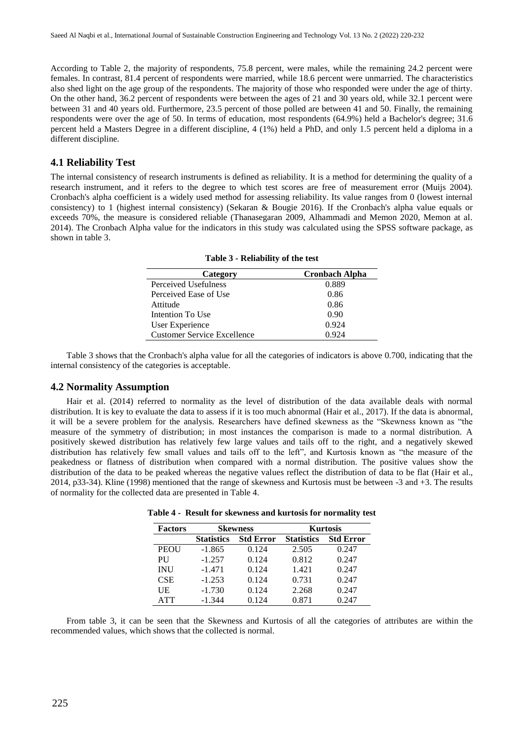According to Table 2, the majority of respondents, 75.8 percent, were males, while the remaining 24.2 percent were females. In contrast, 81.4 percent of respondents were married, while 18.6 percent were unmarried. The characteristics also shed light on the age group of the respondents. The majority of those who responded were under the age of thirty. On the other hand, 36.2 percent of respondents were between the ages of 21 and 30 years old, while 32.1 percent were between 31 and 40 years old. Furthermore, 23.5 percent of those polled are between 41 and 50. Finally, the remaining respondents were over the age of 50. In terms of education, most respondents (64.9%) held a Bachelor's degree; 31.6 percent held a Masters Degree in a different discipline, 4 (1%) held a PhD, and only 1.5 percent held a diploma in a different discipline.

## 4.1 Reliability Test

The internal consistency of research instruments is defined as reliability. It is a method for determining the quality of a research instrument, and it refers to the degree to which test scores are free of measurement error (Muijs 2004). Cronbach's alpha coefficient is a widely used method for assessing reliability. Its value ranges from 0 (lowest internal consistency) to 1 (highest internal consistency) (Sekaran & Bougie 2016). If the Cronbach's alpha value equals or exceeds 70%, the measure is considered reliable (Thanasegaran 2009, Alhammadi and Memon 2020, Memon at al. 2014). The Cronbach Alpha value for the indicators in this study was calculated using the SPSS software package, as shown in table 3.

**Table 3 - Reliability of the test**

| Category | Cronbach Alpha |
|---|---|
| Perceived Usefulness | 0.889 |
| Perceived Ease of Use | 0.86 |
| Attitude | 0.86 |
| Intention To Use | 0.90 |
| User Experience | 0.924 |
| Customer Service Excellence | 0.924 |

Table 3 shows that the Cronbach's alpha value for all the categories of indicators is above 0.700, indicating that the internal consistency of the categories is acceptable.

## 4.2 Normality Assumption

Hair et al. (2014) referred to normality as the level of distribution of the data available deals with normal distribution. It is key to evaluate the data to assess if it is too much abnormal (Hair et al., 2017). If the data is abnormal, it will be a severe problem for the analysis. Researchers have defined skewness as the "Skewness known as "the measure of the symmetry of distribution; in most instances the comparison is made to a normal distribution. A positively skewed distribution has relatively few large values and tails off to the right, and a negatively skewed distribution has relatively few small values and tails off to the left", and Kurtosis known as "the measure of the peakedness or flatness of distribution when compared with a normal distribution. The positive values show the distribution of the data to be peaked whereas the negative values reflect the distribution of data to be flat (Hair et al., 2014, p33-34). Kline (1998) mentioned that the range of skewness and Kurtosis must be between -3 and +3. The results of normality for the collected data are presented in Table 4.

**Table 4 - Result for skewness and kurtosis for normality test**

| Factors | Skewness | | Kurtosis | |
|---|---|---|---|---|
| | Statistics | Std Error | Statistics | Std Error |
| PEOU | -1.865 | 0.124 | 2.505 | 0.247 |
| PU | -1.257 | 0.124 | 0.812 | 0.247 |
| INU | -1.471 | 0.124 | 1.421 | 0.247 |
| CSE | -1.253 | 0.124 | 0.731 | 0.247 |
| UE | -1.730 | 0.124 | 2.268 | 0.247 |
| ATT | -1.344 | 0.124 | 0.871 | 0.247 |

From table 3, it can be seen that the Skewness and Kurtosis of all the categories of attributes are within the recommended values, which shows that the collected is normal.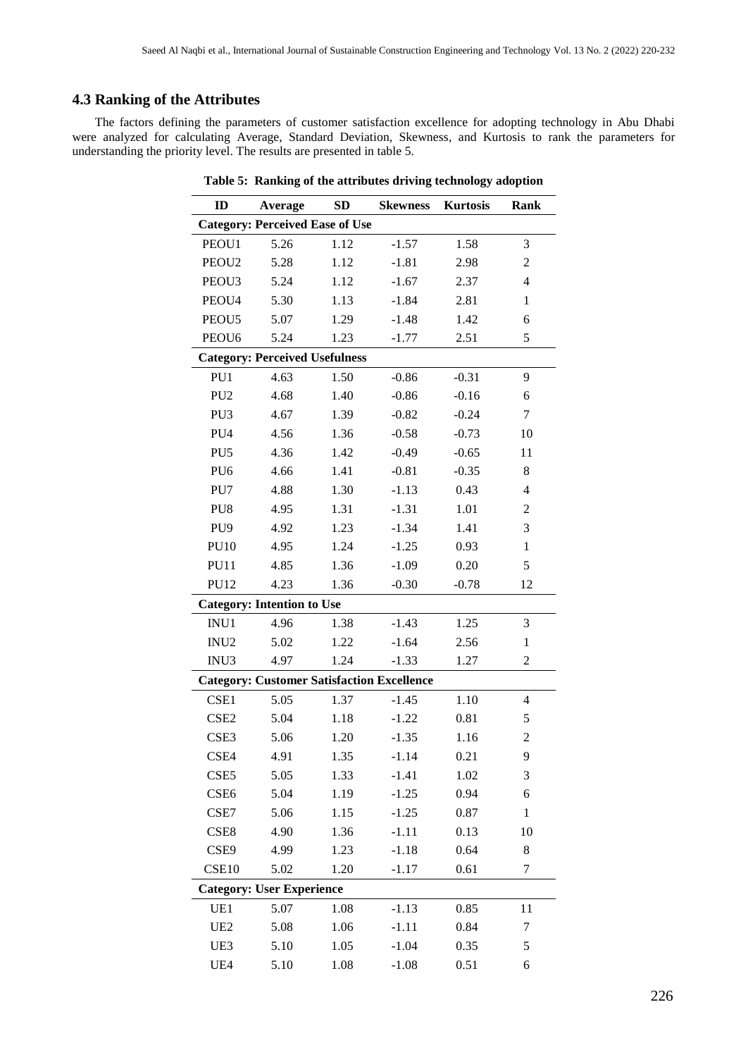## 4.3 Ranking of the Attributes

The factors defining the parameters of customer satisfaction excellence for adopting technology in Abu Dhabi were analyzed for calculating Average, Standard Deviation, Skewness, and Kurtosis to rank the parameters for understanding the priority level. The results are presented in table 5.

**Table 5: Ranking of the attributes driving technology adoption**

| ID | Average | SD | Skewness | Kurtosis | Rank |
|---|---|---|---|---|---|
| **Category: Perceived Ease of Use** | | | | | |
| PEOU1 | 5.26 | 1.12 | -1.57 | 1.58 | 3 |
| PEOU2 | 5.28 | 1.12 | -1.81 | 2.98 | 2 |
| PEOU3 | 5.24 | 1.12 | -1.67 | 2.37 | 4 |
| PEOU4 | 5.30 | 1.13 | -1.84 | 2.81 | 1 |
| PEOU5 | 5.07 | 1.29 | -1.48 | 1.42 | 6 |
| PEOU6 | 5.24 | 1.23 | -1.77 | 2.51 | 5 |
| **Category: Perceived Usefulness** | | | | | |
| PU1 | 4.63 | 1.50 | -0.86 | -0.31 | 9 |
| PU2 | 4.68 | 1.40 | -0.86 | -0.16 | 6 |
| PU3 | 4.67 | 1.39 | -0.82 | -0.24 | 7 |
| PU4 | 4.56 | 1.36 | -0.58 | -0.73 | 10 |
| PU5 | 4.36 | 1.42 | -0.49 | -0.65 | 11 |
| PU6 | 4.66 | 1.41 | -0.81 | -0.35 | 8 |
| PU7 | 4.88 | 1.30 | -1.13 | 0.43 | 4 |
| PU8 | 4.95 | 1.31 | -1.31 | 1.01 | 2 |
| PU9 | 4.92 | 1.23 | -1.34 | 1.41 | 3 |
| PU10 | 4.95 | 1.24 | -1.25 | 0.93 | 1 |
| PU11 | 4.85 | 1.36 | -1.09 | 0.20 | 5 |
| PU12 | 4.23 | 1.36 | -0.30 | -0.78 | 12 |
| **Category: Intention to Use** | | | | | |
| INU1 | 4.96 | 1.38 | -1.43 | 1.25 | 3 |
| INU2 | 5.02 | 1.22 | -1.64 | 2.56 | 1 |
| INU3 | 4.97 | 1.24 | -1.33 | 1.27 | 2 |
| **Category: Customer Satisfaction Excellence** | | | | | |
| CSE1 | 5.05 | 1.37 | -1.45 | 1.10 | 4 |
| CSE2 | 5.04 | 1.18 | -1.22 | 0.81 | 5 |
| CSE3 | 5.06 | 1.20 | -1.35 | 1.16 | 2 |
| CSE4 | 4.91 | 1.35 | -1.14 | 0.21 | 9 |
| CSE5 | 5.05 | 1.33 | -1.41 | 1.02 | 3 |
| CSE6 | 5.04 | 1.19 | -1.25 | 0.94 | 6 |
| CSE7 | 5.06 | 1.15 | -1.25 | 0.87 | 1 |
| CSE8 | 4.90 | 1.36 | -1.11 | 0.13 | 10 |
| CSE9 | 4.99 | 1.23 | -1.18 | 0.64 | 8 |
| CSE10 | 5.02 | 1.20 | -1.17 | 0.61 | 7 |
| **Category: User Experience** | | | | | |
| UE1 | 5.07 | 1.08 | -1.13 | 0.85 | 11 |
| UE2 | 5.08 | 1.06 | -1.11 | 0.84 | 7 |
| UE3 | 5.10 | 1.05 | -1.04 | 0.35 | 5 |
| UE4 | 5.10 | 1.08 | -1.08 | 0.51 | 6 |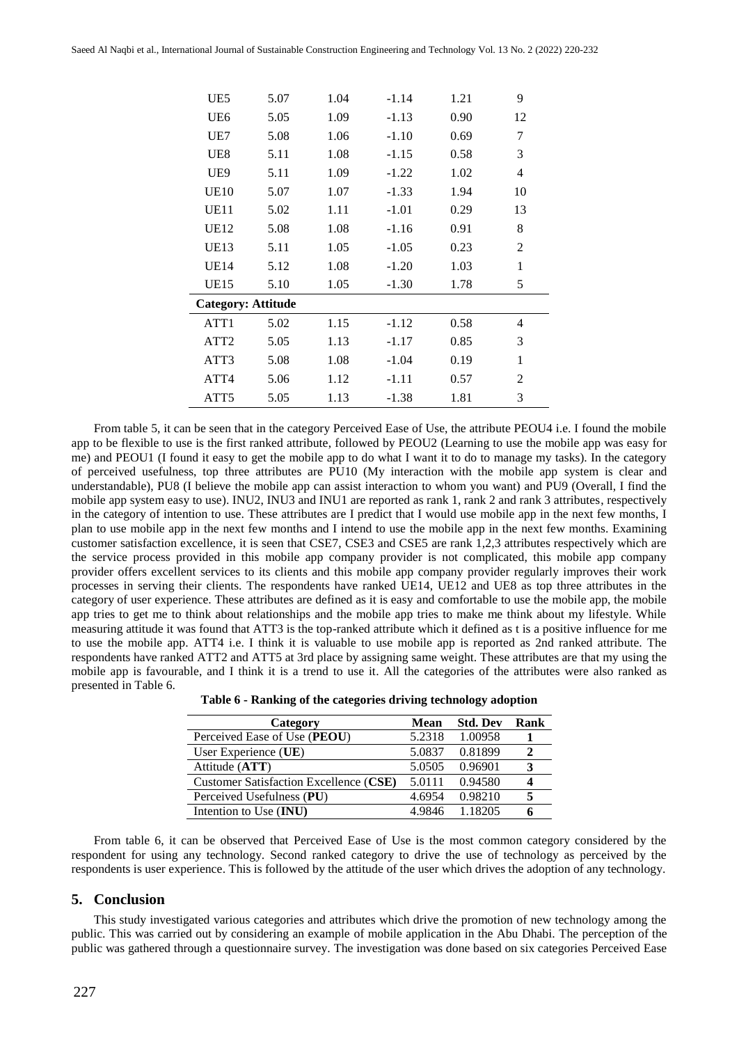| | | | | | |
|---|---|---|---|---|---|
| UE5 | 5.07 | 1.04 | -1.14 | 1.21 | 9 |
| UE6 | 5.05 | 1.09 | -1.13 | 0.90 | 12 |
| UE7 | 5.08 | 1.06 | -1.10 | 0.69 | 7 |
| UE8 | 5.11 | 1.08 | -1.15 | 0.58 | 3 |
| UE9 | 5.11 | 1.09 | -1.22 | 1.02 | 4 |
| UE10 | 5.07 | 1.07 | -1.33 | 1.94 | 10 |
| UE11 | 5.02 | 1.11 | -1.01 | 0.29 | 13 |
| UE12 | 5.08 | 1.08 | -1.16 | 0.91 | 8 |
| UE13 | 5.11 | 1.05 | -1.05 | 0.23 | 2 |
| UE14 | 5.12 | 1.08 | -1.20 | 1.03 | 1 |
| UE15 | 5.10 | 1.05 | -1.30 | 1.78 | 5 |
| **Category: Attitude** | | | | | |
| ATT1 | 5.02 | 1.15 | -1.12 | 0.58 | 4 |
| ATT2 | 5.05 | 1.13 | -1.17 | 0.85 | 3 |
| ATT3 | 5.08 | 1.08 | -1.04 | 0.19 | 1 |
| ATT4 | 5.06 | 1.12 | -1.11 | 0.57 | 2 |
| ATT5 | 5.05 | 1.13 | -1.38 | 1.81 | 3 |

From table 5, it can be seen that in the category Perceived Ease of Use, the attribute PEOU4 i.e. I found the mobile app to be flexible to use is the first ranked attribute, followed by PEOU2 (Learning to use the mobile app was easy for me) and PEOU1 (I found it easy to get the mobile app to do what I want it to do to manage my tasks). In the category of perceived usefulness, top three attributes are PU10 (My interaction with the mobile app system is clear and understandable), PU8 (I believe the mobile app can assist interaction to whom you want) and PU9 (Overall, I find the mobile app system easy to use). INU2, INU3 and INU1 are reported as rank 1, rank 2 and rank 3 attributes, respectively in the category of intention to use. These attributes are I predict that I would use mobile app in the next few months, I plan to use mobile app in the next few months and I intend to use the mobile app in the next few months. Examining customer satisfaction excellence, it is seen that CSE7, CSE3 and CSE5 are rank 1,2,3 attributes respectively which are the service process provided in this mobile app company provider is not complicated, this mobile app company provider offers excellent services to its clients and this mobile app company provider regularly improves their work processes in serving their clients. The respondents have ranked UE14, UE12 and UE8 as top three attributes in the category of user experience. These attributes are defined as it is easy and comfortable to use the mobile app, the mobile app tries to get me to think about relationships and the mobile app tries to make me think about my lifestyle. While measuring attitude it was found that ATT3 is the top-ranked attribute which it defined as t is a positive influence for me to use the mobile app. ATT4 i.e. I think it is valuable to use mobile app is reported as 2nd ranked attribute. The respondents have ranked ATT2 and ATT5 at 3rd place by assigning same weight. These attributes are that my using the mobile app is favourable, and I think it is a trend to use it. All the categories of the attributes were also ranked as presented in Table 6.

**Table 6 - Ranking of the categories driving technology adoption**

| Category | Mean | Std. Dev | Rank |
|---|---|---|---|
| Perceived Ease of Use (**PEOU**) | 5.2318 | 1.00958 | **1** |
| User Experience (**UE**) | 5.0837 | 0.81899 | **2** |
| Attitude (**ATT**) | 5.0505 | 0.96901 | **3** |
| Customer Satisfaction Excellence (**CSE**) | 5.0111 | 0.94580 | **4** |
| Perceived Usefulness (**PU**) | 4.6954 | 0.98210 | **5** |
| Intention to Use (**INU**) | 4.9846 | 1.18205 | **6** |

From table 6, it can be observed that Perceived Ease of Use is the most common category considered by the respondent for using any technology. Second ranked category to drive the use of technology as perceived by the respondents is user experience. This is followed by the attitude of the user which drives the adoption of any technology.

## 5. Conclusion

This study investigated various categories and attributes which drive the promotion of new technology among the public. This was carried out by considering an example of mobile application in the Abu Dhabi. The perception of the public was gathered through a questionnaire survey. The investigation was done based on six categories Perceived Ease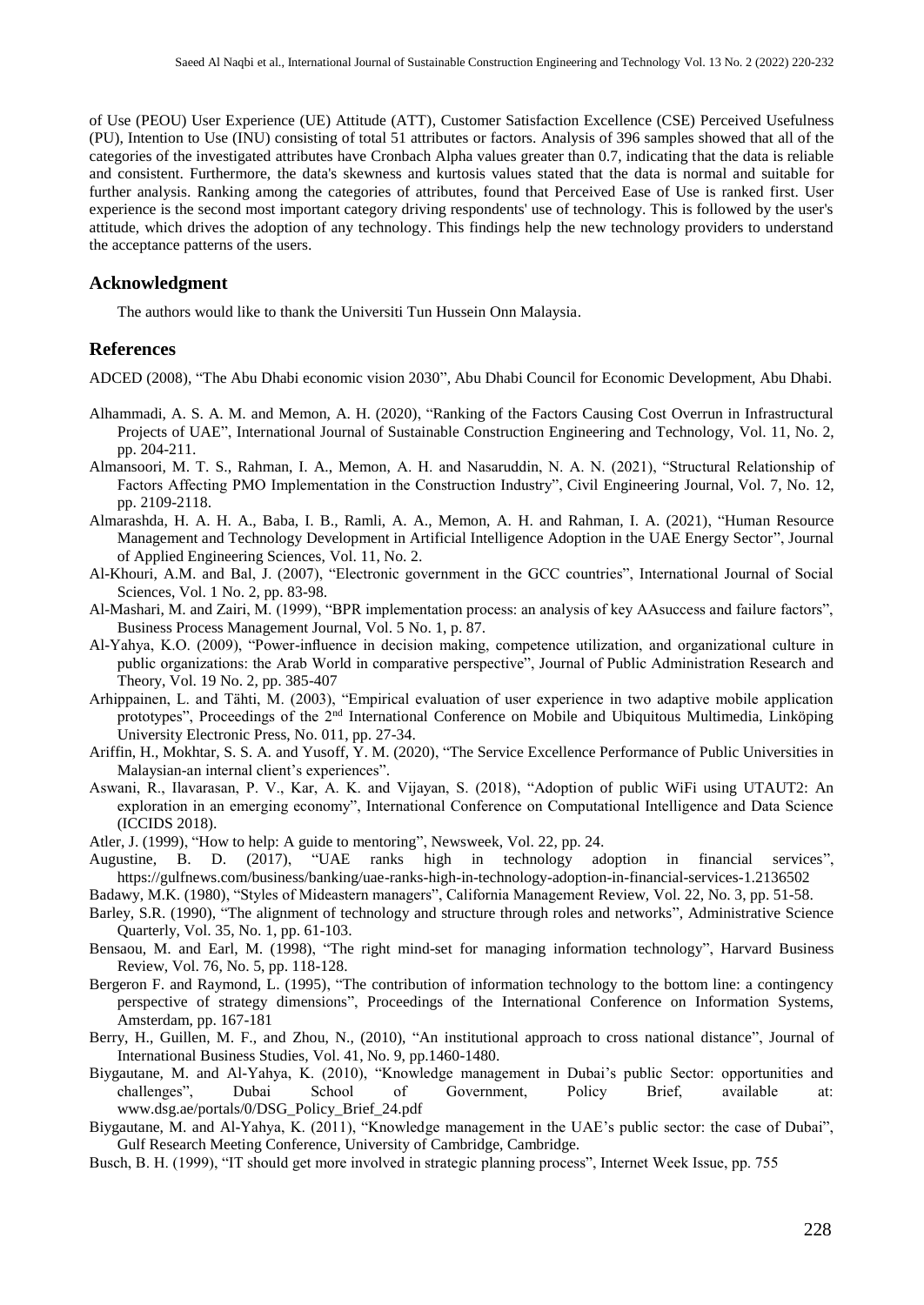of Use (PEOU) User Experience (UE) Attitude (ATT), Customer Satisfaction Excellence (CSE) Perceived Usefulness (PU), Intention to Use (INU) consisting of total 51 attributes or factors. Analysis of 396 samples showed that all of the categories of the investigated attributes have Cronbach Alpha values greater than 0.7, indicating that the data is reliable and consistent. Furthermore, the data's skewness and kurtosis values stated that the data is normal and suitable for further analysis. Ranking among the categories of attributes, found that Perceived Ease of Use is ranked first. User experience is the second most important category driving respondents' use of technology. This is followed by the user's attitude, which drives the adoption of any technology. This findings help the new technology providers to understand the acceptance patterns of the users.

## Acknowledgment

The authors would like to thank the Universiti Tun Hussein Onn Malaysia.

## References

ADCED (2008), "The Abu Dhabi economic vision 2030", Abu Dhabi Council for Economic Development, Abu Dhabi.

Alhammadi, A. S. A. M. and Memon, A. H. (2020), "Ranking of the Factors Causing Cost Overrun in Infrastructural Projects of UAE", International Journal of Sustainable Construction Engineering and Technology, Vol. 11, No. 2, pp. 204-211.

Almansoori, M. T. S., Rahman, I. A., Memon, A. H. and Nasaruddin, N. A. N. (2021), "Structural Relationship of Factors Affecting PMO Implementation in the Construction Industry", Civil Engineering Journal, Vol. 7, No. 12, pp. 2109-2118.

Almarashda, H. A. H. A., Baba, I. B., Ramli, A. A., Memon, A. H. and Rahman, I. A. (2021), "Human Resource Management and Technology Development in Artificial Intelligence Adoption in the UAE Energy Sector", Journal of Applied Engineering Sciences, Vol. 11, No. 2.

Al-Khouri, A.M. and Bal, J. (2007), "Electronic government in the GCC countries", International Journal of Social Sciences, Vol. 1 No. 2, pp. 83-98.

Al-Mashari, M. and Zairi, M. (1999), "BPR implementation process: an analysis of key AAsuccess and failure factors", Business Process Management Journal, Vol. 5 No. 1, p. 87.

Al-Yahya, K.O. (2009), "Power-influence in decision making, competence utilization, and organizational culture in public organizations: the Arab World in comparative perspective", Journal of Public Administration Research and Theory, Vol. 19 No. 2, pp. 385-407

Arhippainen, L. and Tähti, M. (2003), "Empirical evaluation of user experience in two adaptive mobile application prototypes", Proceedings of the 2nd International Conference on Mobile and Ubiquitous Multimedia, Linköping University Electronic Press, No. 011, pp. 27-34.

Ariffin, H., Mokhtar, S. S. A. and Yusoff, Y. M. (2020), "The Service Excellence Performance of Public Universities in Malaysian-an internal client's experiences".

Aswani, R., Ilavarasan, P. V., Kar, A. K. and Vijayan, S. (2018), "Adoption of public WiFi using UTAUT2: An exploration in an emerging economy", International Conference on Computational Intelligence and Data Science (ICCIDS 2018).

Atler, J. (1999), "How to help: A guide to mentoring", Newsweek, Vol. 22, pp. 24.

Augustine, B. D. (2017), "UAE ranks high in technology adoption in financial services", https://gulfnews.com/business/banking/uae-ranks-high-in-technology-adoption-in-financial-services-1.2136502

Badawy, M.K. (1980), "Styles of Mideastern managers", California Management Review, Vol. 22, No. 3, pp. 51-58.

Barley, S.R. (1990), "The alignment of technology and structure through roles and networks", Administrative Science Quarterly, Vol. 35, No. 1, pp. 61-103.

Bensaou, M. and Earl, M. (1998), "The right mind-set for managing information technology", Harvard Business Review, Vol. 76, No. 5, pp. 118-128.

Bergeron F. and Raymond, L. (1995), "The contribution of information technology to the bottom line: a contingency perspective of strategy dimensions", Proceedings of the International Conference on Information Systems, Amsterdam, pp. 167-181

Berry, H., Guillen, M. F., and Zhou, N., (2010), "An institutional approach to cross national distance", Journal of International Business Studies, Vol. 41, No. 9, pp.1460-1480.

Biygautane, M. and Al-Yahya, K. (2010), "Knowledge management in Dubai's public Sector: opportunities and challenges", Dubai School of Government, Policy Brief, available at: www.dsg.ae/portals/0/DSG_Policy_Brief_24.pdf

Biygautane, M. and Al-Yahya, K. (2011), "Knowledge management in the UAE's public sector: the case of Dubai", Gulf Research Meeting Conference, University of Cambridge, Cambridge.

Busch, B. H. (1999), "IT should get more involved in strategic planning process", Internet Week Issue, pp. 755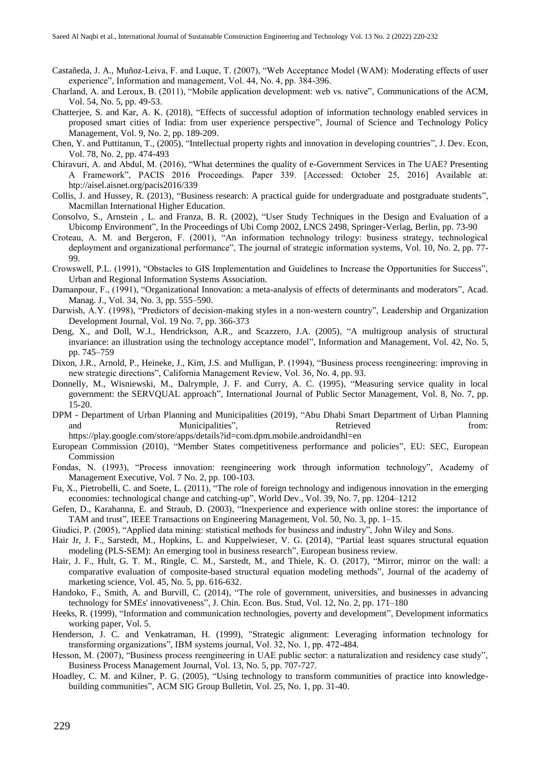Castañeda, J. A., Muñoz-Leiva, F. and Luque, T. (2007), "Web Acceptance Model (WAM): Moderating effects of user experience", Information and management, Vol. 44, No. 4, pp. 384-396.

Charland, A. and Leroux, B. (2011), "Mobile application development: web vs. native", Communications of the ACM, Vol. 54, No. 5, pp. 49-53.

Chatterjee, S. and Kar, A. K. (2018), "Effects of successful adoption of information technology enabled services in proposed smart cities of India: from user experience perspective", Journal of Science and Technology Policy Management, Vol. 9, No. 2, pp. 189-209.

Chen, Y. and Puttitanun, T., (2005), "Intellectual property rights and innovation in developing countries", J. Dev. Econ, Vol. 78, No. 2, pp. 474-493

Chiravuri, A. and Abdul, M. (2016), "What determines the quality of e-Government Services in The UAE? Presenting A Framework", PACIS 2016 Proceedings. Paper 339. [Accessed: October 25, 2016] Available at: htp://aisel.aisnet.org/pacis2016/339

Collis, J. and Hussey, R. (2013), "Business research: A practical guide for undergraduate and postgraduate students", Macmillan International Higher Education.

Consolvo, S., Arnstein , L. and Franza, B. R. (2002), "User Study Techniques in the Design and Evaluation of a Ubicomp Environment", In the Proceedings of Ubi Comp 2002, LNCS 2498, Springer-Verlag, Berlin, pp. 73-90

Croteau, A. M. and Bergeron, F. (2001), "An information technology trilogy: business strategy, technological deployment and organizational performance", The journal of strategic information systems, Vol. 10, No. 2, pp. 77-99.

Crowswell, P.L. (1991), "Obstacles to GIS Implementation and Guidelines to Increase the Opportunities for Success", Urban and Regional Information Systems Association.

Damanpour, F., (1991), "Organizational Innovation: a meta-analysis of effects of determinants and moderators", Acad. Manag. J., Vol. 34, No. 3, pp. 555–590.

Darwish, A.Y. (1998), "Predictors of decision-making styles in a non-western country", Leadership and Organization Development Journal, Vol. 19 No. 7, pp. 366-373

Deng, X., and Doll, W.J., Hendrickson, A.R., and Scazzero, J.A. (2005), "A multigroup analysis of structural invariance: an illustration using the technology acceptance model", Information and Management, Vol. 42, No. 5, pp. 745–759

Dixon, J.R., Arnold, P., Heineke, J., Kim, J.S. and Mulligan, P. (1994), "Business process reengineering: improving in new strategic directions", California Management Review, Vol. 36, No. 4, pp. 93.

Donnelly, M., Wisniewski, M., Dalrymple, J. F. and Curry, A. C. (1995), "Measuring service quality in local government: the SERVQUAL approach", International Journal of Public Sector Management, Vol. 8, No. 7, pp. 15-20.

DPM - Department of Urban Planning and Municipalities (2019), "Abu Dhabi Smart Department of Urban Planning and Municipalities", Retrieved from: https://play.google.com/store/apps/details?id=com.dpm.mobile.androidandhl=en

European Commission (2010), "Member States competitiveness performance and policies", EU: SEC, European Commission

Fondas, N. (1993), "Process innovation: reengineering work through information technology", Academy of Management Executive, Vol. 7 No. 2, pp. 100-103.

Fu, X., Pietrobelli, C. and Soete, L. (2011), "The role of foreign technology and indigenous innovation in the emerging economies: technological change and catching-up", World Dev., Vol. 39, No. 7, pp. 1204–1212

Gefen, D., Karahanna, E. and Straub, D. (2003), "Inexperience and experience with online stores: the importance of TAM and trust", IEEE Transactions on Engineering Management, Vol. 50, No. 3, pp. 1–15.

Giudici, P. (2005), "Applied data mining: statistical methods for business and industry", John Wiley and Sons.

Hair Jr, J. F., Sarstedt, M., Hopkins, L. and Kuppelwieser, V. G. (2014), "Partial least squares structural equation modeling (PLS-SEM): An emerging tool in business research", European business review.

Hair, J. F., Hult, G. T. M., Ringle, C. M., Sarstedt, M., and Thiele, K. O. (2017), "Mirror, mirror on the wall: a comparative evaluation of composite-based structural equation modeling methods", Journal of the academy of marketing science, Vol. 45, No. 5, pp. 616-632.

Handoko, F., Smith, A. and Burvill, C. (2014), "The role of government, universities, and businesses in advancing technology for SMEs' innovativeness", J. Chin. Econ. Bus. Stud, Vol. 12, No. 2, pp. 171–180

Heeks, R. (1999), "Information and communication technologies, poverty and development", Development informatics working paper, Vol. 5.

Henderson, J. C. and Venkatraman, H. (1999), "Strategic alignment: Leveraging information technology for transforming organizations", IBM systems journal, Vol. 32, No. 1, pp. 472-484.

Hesson, M. (2007), "Business process reengineering in UAE public sector: a naturalization and residency case study", Business Process Management Journal, Vol. 13, No. 5, pp. 707-727.

Hoadley, C. M. and Kilner, P. G. (2005), "Using technology to transform communities of practice into knowledge-building communities", ACM SIG Group Bulletin, Vol. 25, No. 1, pp. 31-40.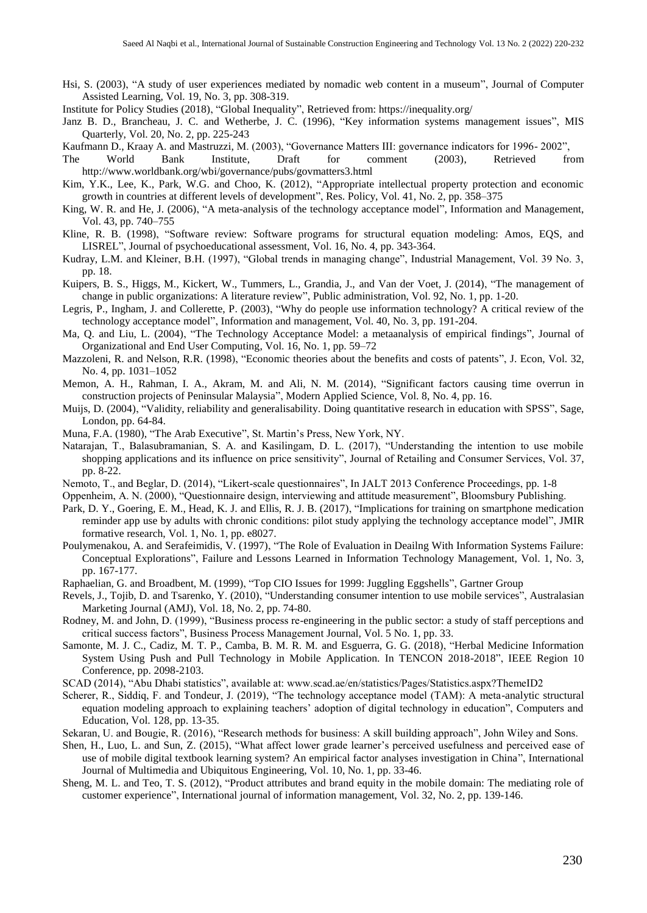Hsi, S. (2003), "A study of user experiences mediated by nomadic web content in a museum", Journal of Computer Assisted Learning, Vol. 19, No. 3, pp. 308-319.

Institute for Policy Studies (2018), "Global Inequality", Retrieved from: https://inequality.org/

Janz B. D., Brancheau, J. C. and Wetherbe, J. C. (1996), "Key information systems management issues", MIS Quarterly, Vol. 20, No. 2, pp. 225-243

Kaufmann D., Kraay A. and Mastruzzi, M. (2003), "Governance Matters III: governance indicators for 1996- 2002", The World Bank Institute, Draft for comment (2003), Retrieved from http://www.worldbank.org/wbi/governance/pubs/govmatters3.html

Kim, Y.K., Lee, K., Park, W.G. and Choo, K. (2012), "Appropriate intellectual property protection and economic growth in countries at different levels of development", Res. Policy, Vol. 41, No. 2, pp. 358–375

King, W. R. and He, J. (2006), "A meta-analysis of the technology acceptance model", Information and Management, Vol. 43, pp. 740–755

Kline, R. B. (1998), "Software review: Software programs for structural equation modeling: Amos, EQS, and LISREL", Journal of psychoeducational assessment, Vol. 16, No. 4, pp. 343-364.

Kudray, L.M. and Kleiner, B.H. (1997), "Global trends in managing change", Industrial Management, Vol. 39 No. 3, pp. 18.

Kuipers, B. S., Higgs, M., Kickert, W., Tummers, L., Grandia, J., and Van der Voet, J. (2014), "The management of change in public organizations: A literature review", Public administration, Vol. 92, No. 1, pp. 1-20.

Legris, P., Ingham, J. and Collerette, P. (2003), "Why do people use information technology? A critical review of the technology acceptance model", Information and management, Vol. 40, No. 3, pp. 191-204.

Ma, Q. and Liu, L. (2004), "The Technology Acceptance Model: a metaanalysis of empirical findings", Journal of Organizational and End User Computing, Vol. 16, No. 1, pp. 59–72

Mazzoleni, R. and Nelson, R.R. (1998), "Economic theories about the benefits and costs of patents", J. Econ, Vol. 32, No. 4, pp. 1031–1052

Memon, A. H., Rahman, I. A., Akram, M. and Ali, N. M. (2014), "Significant factors causing time overrun in construction projects of Peninsular Malaysia", Modern Applied Science, Vol. 8, No. 4, pp. 16.

Muijs, D. (2004), "Validity, reliability and generalisability. Doing quantitative research in education with SPSS", Sage, London, pp. 64-84.

Muna, F.A. (1980), "The Arab Executive", St. Martin's Press, New York, NY.

Natarajan, T., Balasubramanian, S. A. and Kasilingam, D. L. (2017), "Understanding the intention to use mobile shopping applications and its influence on price sensitivity", Journal of Retailing and Consumer Services, Vol. 37, pp. 8-22.

Nemoto, T., and Beglar, D. (2014), "Likert-scale questionnaires", In JALT 2013 Conference Proceedings, pp. 1-8

Oppenheim, A. N. (2000), "Questionnaire design, interviewing and attitude measurement", Bloomsbury Publishing.

Park, D. Y., Goering, E. M., Head, K. J. and Ellis, R. J. B. (2017), "Implications for training on smartphone medication reminder app use by adults with chronic conditions: pilot study applying the technology acceptance model", JMIR formative research, Vol. 1, No. 1, pp. e8027.

Poulymenakou, A. and Serafeimidis, V. (1997), "The Role of Evaluation in Deailng With Information Systems Failure: Conceptual Explorations", Failure and Lessons Learned in Information Technology Management, Vol. 1, No. 3, pp. 167-177.

Raphaelian, G. and Broadbent, M. (1999), "Top CIO Issues for 1999: Juggling Eggshells", Gartner Group

Revels, J., Tojib, D. and Tsarenko, Y. (2010), "Understanding consumer intention to use mobile services", Australasian Marketing Journal (AMJ), Vol. 18, No. 2, pp. 74-80.

Rodney, M. and John, D. (1999), "Business process re-engineering in the public sector: a study of staff perceptions and critical success factors", Business Process Management Journal, Vol. 5 No. 1, pp. 33.

Samonte, M. J. C., Cadiz, M. T. P., Camba, B. M. R. M. and Esguerra, G. G. (2018), "Herbal Medicine Information System Using Push and Pull Technology in Mobile Application. In TENCON 2018-2018", IEEE Region 10 Conference, pp. 2098-2103.

SCAD (2014), "Abu Dhabi statistics", available at: www.scad.ae/en/statistics/Pages/Statistics.aspx?ThemeID2

Scherer, R., Siddiq, F. and Tondeur, J. (2019), "The technology acceptance model (TAM): A meta-analytic structural equation modeling approach to explaining teachers' adoption of digital technology in education", Computers and Education, Vol. 128, pp. 13-35.

Sekaran, U. and Bougie, R. (2016), "Research methods for business: A skill building approach", John Wiley and Sons.

Shen, H., Luo, L. and Sun, Z. (2015), "What affect lower grade learner's perceived usefulness and perceived ease of use of mobile digital textbook learning system? An empirical factor analyses investigation in China", International Journal of Multimedia and Ubiquitous Engineering, Vol. 10, No. 1, pp. 33-46.

Sheng, M. L. and Teo, T. S. (2012), "Product attributes and brand equity in the mobile domain: The mediating role of customer experience", International journal of information management, Vol. 32, No. 2, pp. 139-146.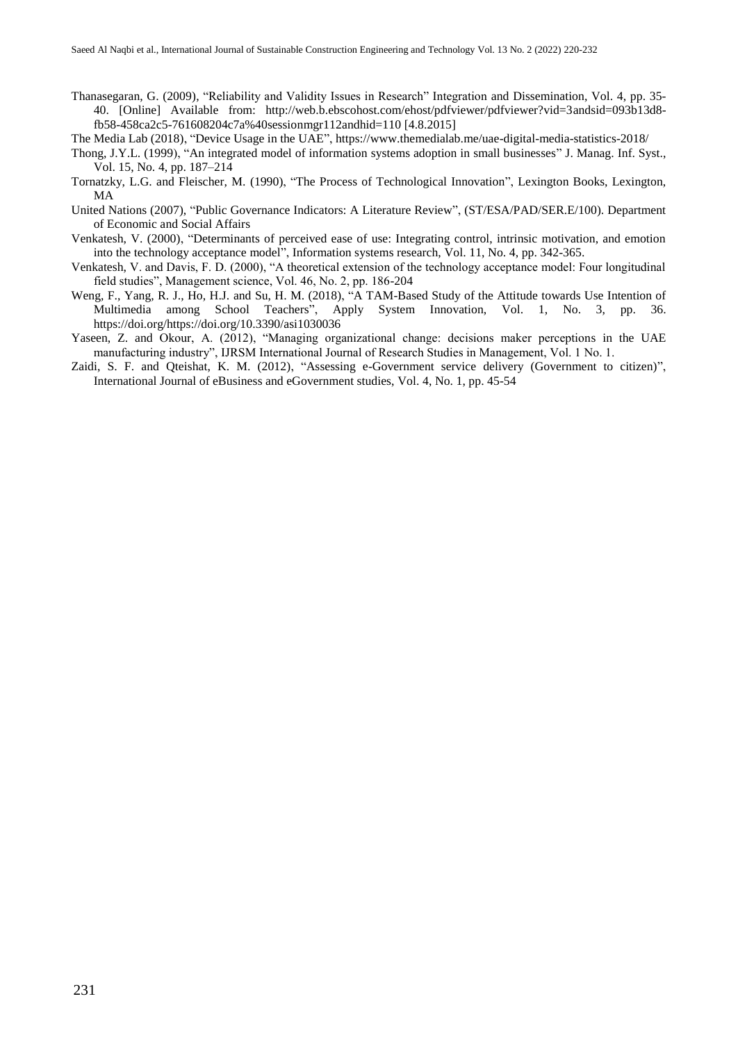Thanasegaran, G. (2009), "Reliability and Validity Issues in Research" Integration and Dissemination, Vol. 4, pp. 35-40. [Online] Available from: http://web.b.ebscohost.com/ehost/pdfviewer/pdfviewer?vid=3andsid=093b13d8-fb58-458ca2c5-761608204c7a%40sessionmgr112andhid=110 [4.8.2015]

The Media Lab (2018), "Device Usage in the UAE", https://www.themedialab.me/uae-digital-media-statistics-2018/

Thong, J.Y.L. (1999), "An integrated model of information systems adoption in small businesses" J. Manag. Inf. Syst., Vol. 15, No. 4, pp. 187–214

Tornatzky, L.G. and Fleischer, M. (1990), "The Process of Technological Innovation", Lexington Books, Lexington, MA

United Nations (2007), "Public Governance Indicators: A Literature Review", (ST/ESA/PAD/SER.E/100). Department of Economic and Social Affairs

Venkatesh, V. (2000), "Determinants of perceived ease of use: Integrating control, intrinsic motivation, and emotion into the technology acceptance model", Information systems research, Vol. 11, No. 4, pp. 342-365.

Venkatesh, V. and Davis, F. D. (2000), "A theoretical extension of the technology acceptance model: Four longitudinal field studies", Management science, Vol. 46, No. 2, pp. 186-204

Weng, F., Yang, R. J., Ho, H.J. and Su, H. M. (2018), "A TAM-Based Study of the Attitude towards Use Intention of Multimedia among School Teachers", Apply System Innovation, Vol. 1, No. 3, pp. 36. https://doi.org/https://doi.org/10.3390/asi1030036

Yaseen, Z. and Okour, A. (2012), "Managing organizational change: decisions maker perceptions in the UAE manufacturing industry", IJRSM International Journal of Research Studies in Management, Vol. 1 No. 1.

Zaidi, S. F. and Qteishat, K. M. (2012), "Assessing e-Government service delivery (Government to citizen)", International Journal of eBusiness and eGovernment studies, Vol. 4, No. 1, pp. 45-54